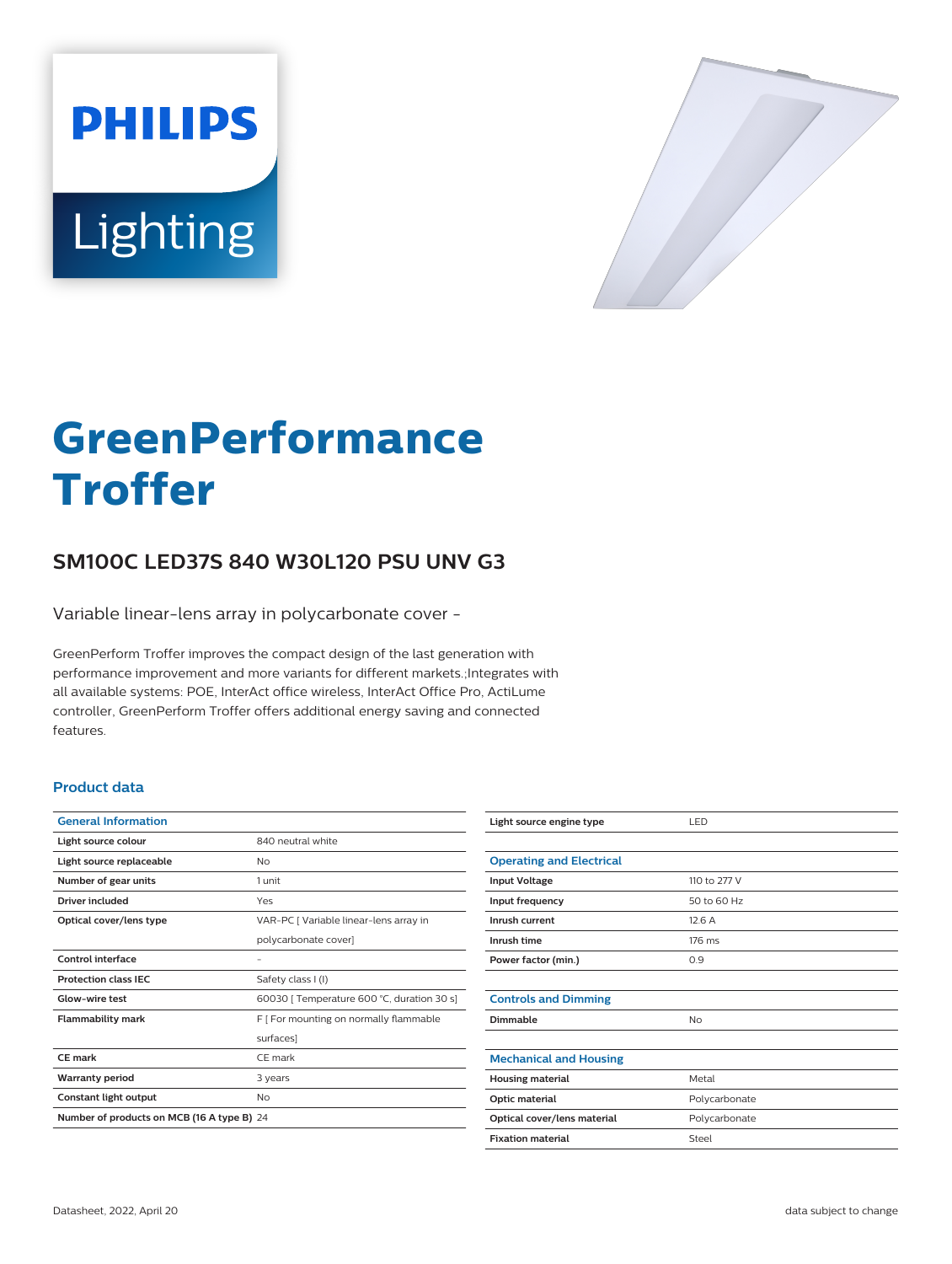PHILIPS

Lighting

# GreenPerformance Troffer

## SM100C LED37S 840 W30L120 PSU UNV G3

Variable linear-lens array in polycarbonate cover -

GreenPerform Troffer improves the compact design of the last generation with performance improvement and more variants for different markets.;Integrates with all available systems: POE, InterAct office wireless, InterAct Office Pro, ActiLume controller, GreenPerform Troffer offers additional energy saving and connected features.

### Product data

| General Information | |
|---|---|
| Light source colour | 840 neutral white |
| Light source replaceable | No |
| Number of gear units | 1 unit |
| Driver included | Yes |
| Optical cover/lens type | VAR-PC [ Variable linear-lens array in polycarbonate cover] |
| Control interface | - |
| Protection class IEC | Safety class I (I) |
| Glow-wire test | 60030 [ Temperature 600 °C, duration 30 s] |
| Flammability mark | F [ For mounting on normally flammable surfaces] |
| CE mark | CE mark |
| Warranty period | 3 years |
| Constant light output | No |
| Number of products on MCB (16 A type B) | 24 |
| Light source engine type | LED |

| Operating and Electrical | |
|---|---|
| Input Voltage | 110 to 277 V |
| Input frequency | 50 to 60 Hz |
| Inrush current | 12.6 A |
| Inrush time | 176 ms |
| Power factor (min.) | 0.9 |

| Controls and Dimming | |
|---|---|
| Dimmable | No |

| Mechanical and Housing | |
|---|---|
| Housing material | Metal |
| Optic material | Polycarbonate |
| Optical cover/lens material | Polycarbonate |
| Fixation material | Steel |

Datasheet, 2022, April 20

data subject to change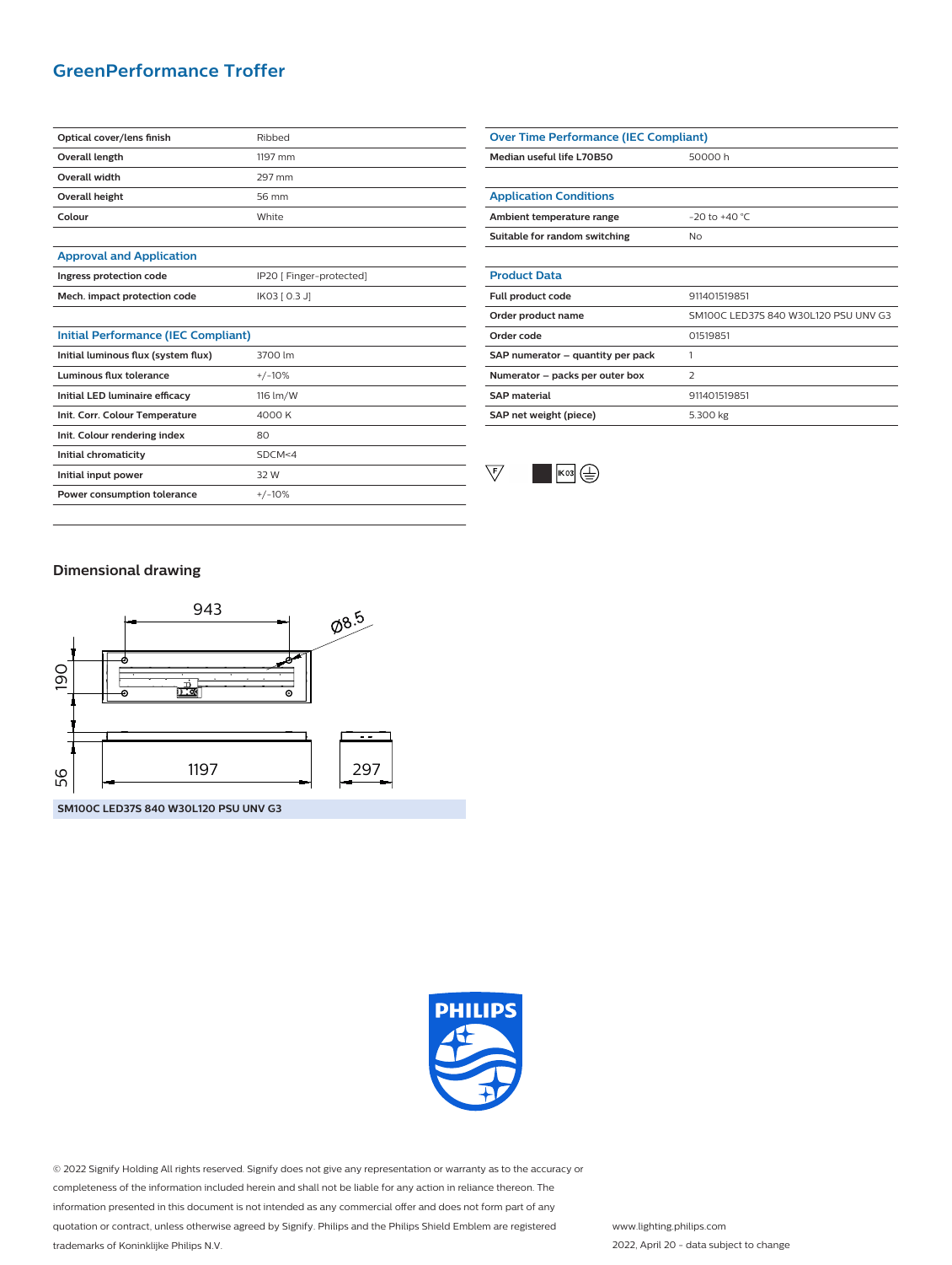# GreenPerformance Troffer

| | |
|---|---|
| Optical cover/lens finish | Ribbed |
| Overall length | 1197 mm |
| Overall width | 297 mm |
| Overall height | 56 mm |
| Colour | White |

## Approval and Application

| | |
|---|---|
| Ingress protection code | IP20 [ Finger-protected] |
| Mech. impact protection code | IK03 [ 0.3 J] |

## Initial Performance (IEC Compliant)

| | |
|---|---|
| Initial luminous flux (system flux) | 3700 lm |
| Luminous flux tolerance | +/-10% |
| Initial LED luminaire efficacy | 116 lm/W |
| Init. Corr. Colour Temperature | 4000 K |
| Init. Colour rendering index | 80 |
| Initial chromaticity | SDCM<4 |
| Initial input power | 32 W |
| Power consumption tolerance | +/-10% |

## Over Time Performance (IEC Compliant)

| | |
|---|---|
| Median useful life L70B50 | 50000 h |

## Application Conditions

| | |
|---|---|
| Ambient temperature range | -20 to +40 °C |
| Suitable for random switching | No |

## Product Data

| | |
|---|---|
| Full product code | 911401519851 |
| Order product name | SM100C LED37S 840 W30L120 PSU UNV G3 |
| Order code | 01519851 |
| SAP numerator – quantity per pack | 1 |
| Numerator – packs per outer box | 2 |
| SAP material | 911401519851 |
| SAP net weight (piece) | 5.300 kg |

## Dimensional drawing

943
Ø8.5
190
56
1197
297

SM100C LED37S 840 W30L120 PSU UNV G3

© 2022 Signify Holding All rights reserved. Signify does not give any representation or warranty as to the accuracy or completeness of the information included herein and shall not be liable for any action in reliance thereon. The information presented in this document is not intended as any commercial offer and does not form part of any quotation or contract, unless otherwise agreed by Signify. Philips and the Philips Shield Emblem are registered trademarks of Koninklijke Philips N.V.

www.lighting.philips.com
2022, April 20 - data subject to change